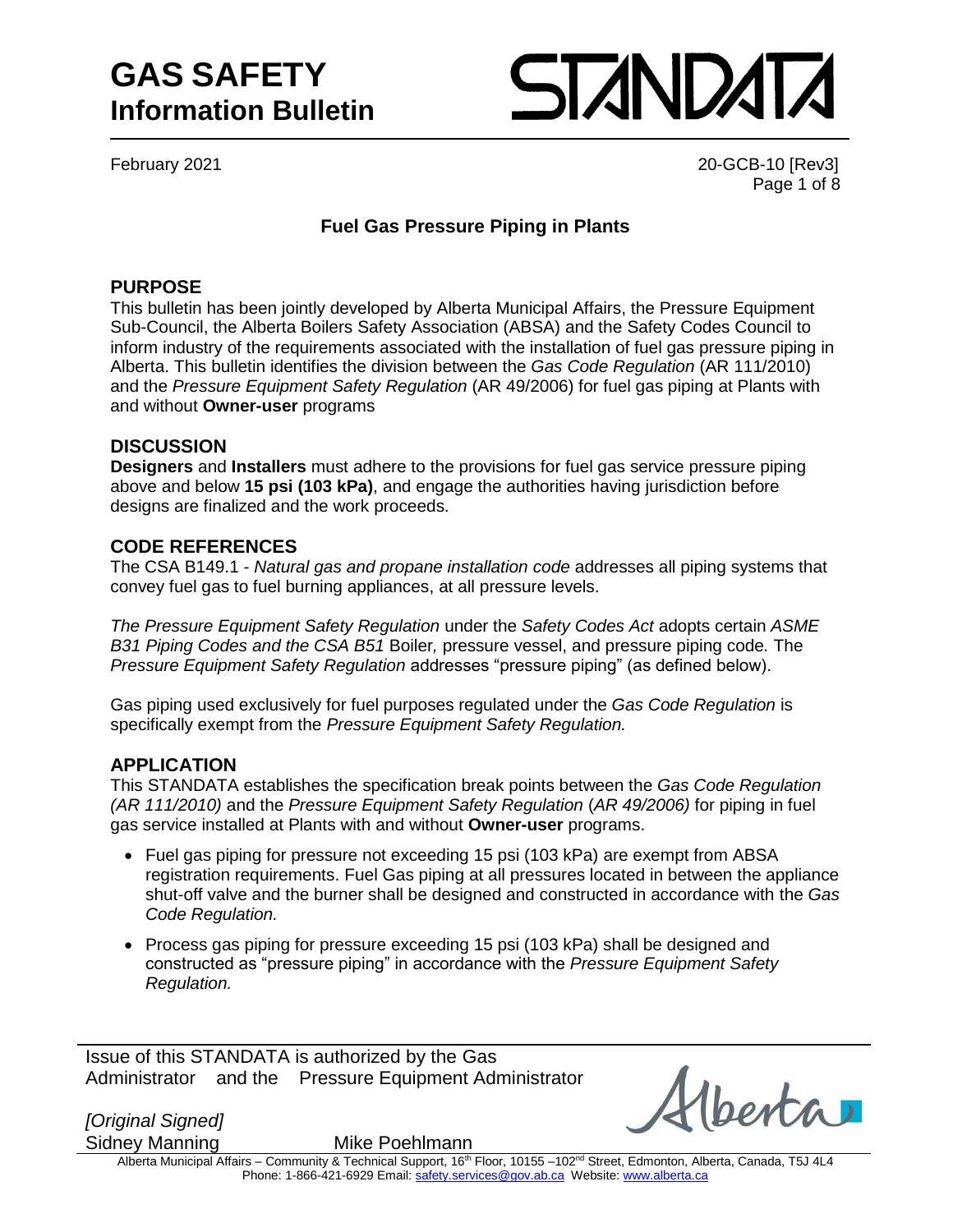# GAS SAFETY
## Information Bulletin

STANDATA

February 2021

20-GCB-10 [Rev3]

### Fuel Gas Pressure Piping in Plants

## PURPOSE

This bulletin has been jointly developed by Alberta Municipal Affairs, the Pressure Equipment Sub-Council, the Alberta Boilers Safety Association (ABSA) and the Safety Codes Council to inform industry of the requirements associated with the installation of fuel gas pressure piping in Alberta. This bulletin identifies the division between the *Gas Code Regulation* (AR 111/2010) and the *Pressure Equipment Safety Regulation* (AR 49/2006) for fuel gas piping at Plants with and without **Owner-user** programs

## DISCUSSION

**Designers** and **Installers** must adhere to the provisions for fuel gas service pressure piping above and below **15 psi (103 kPa)**, and engage the authorities having jurisdiction before designs are finalized and the work proceeds.

## CODE REFERENCES

The CSA B149.1 - *Natural gas and propane installation code* addresses all piping systems that convey fuel gas to fuel burning appliances, at all pressure levels.

*The Pressure Equipment Safety Regulation* under the *Safety Codes Act* adopts certain *ASME B31 Piping Codes and the CSA B51* Boiler*,* pressure vessel, and pressure piping code*.* The *Pressure Equipment Safety Regulation* addresses "pressure piping" (as defined below).

Gas piping used exclusively for fuel purposes regulated under the *Gas Code Regulation* is specifically exempt from the *Pressure Equipment Safety Regulation.*

## APPLICATION

This STANDATA establishes the specification break points between the *Gas Code Regulation (AR 111/2010)* and the *Pressure Equipment Safety Regulation* (*AR 49/2006)* for piping in fuel gas service installed at Plants with and without **Owner-user** programs.

- Fuel gas piping for pressure not exceeding 15 psi (103 kPa) are exempt from ABSA registration requirements. Fuel Gas piping at all pressures located in between the appliance shut-off valve and the burner shall be designed and constructed in accordance with the *Gas Code Regulation.*
- Process gas piping for pressure exceeding 15 psi (103 kPa) shall be designed and constructed as "pressure piping" in accordance with the *Pressure Equipment Safety Regulation.*

Issue of this STANDATA is authorized by the Gas Administrator and the Pressure Equipment Administrator

*[Original Signed]*
Sidney Manning　　Mike Poehlmann

Alberta

Alberta Municipal Affairs – Community & Technical Support, 16th Floor, 10155 –102nd Street, Edmonton, Alberta, Canada, T5J 4L4
Phone: 1-866-421-6929 Email: safety.services@gov.ab.ca Website: www.alberta.ca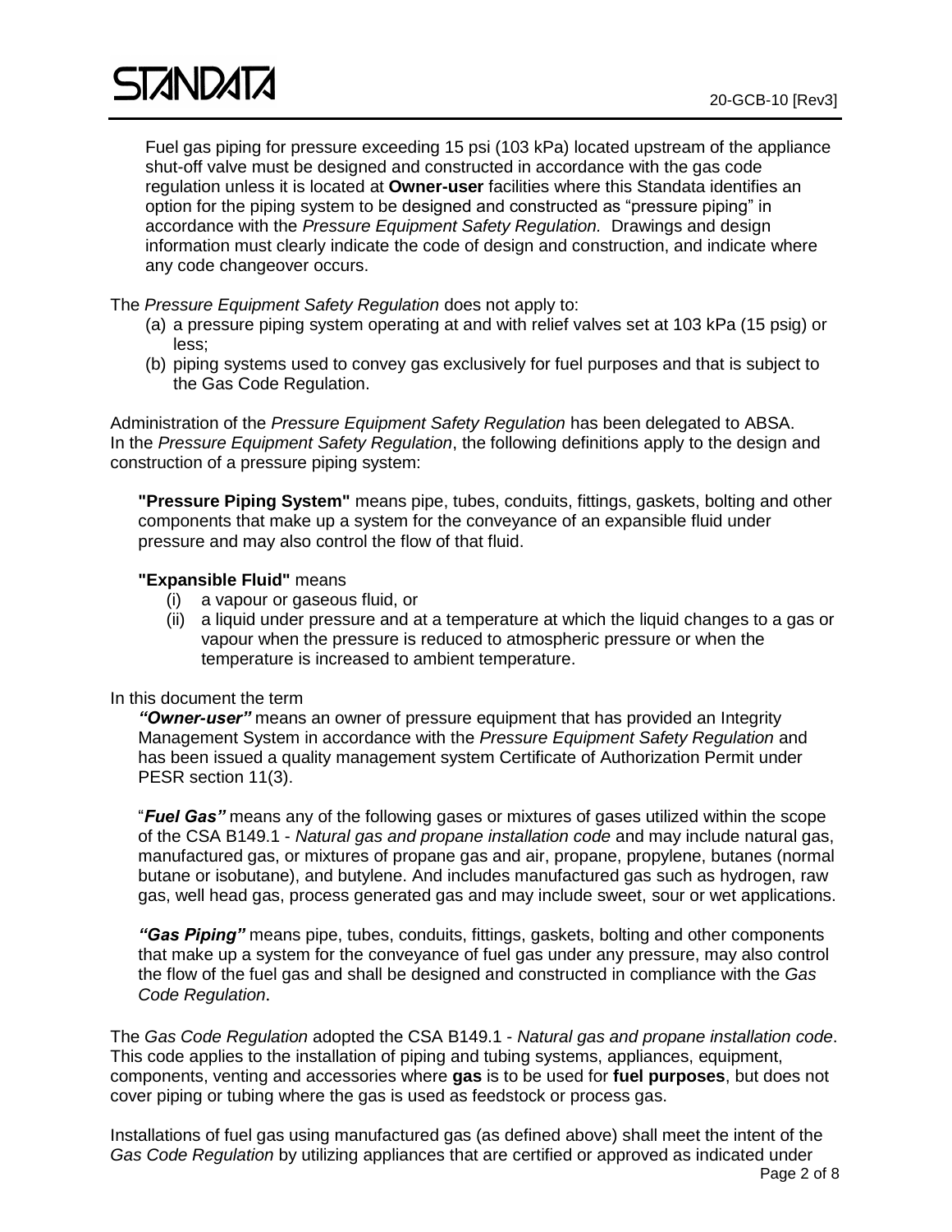Fuel gas piping for pressure exceeding 15 psi (103 kPa) located upstream of the appliance shut-off valve must be designed and constructed in accordance with the gas code regulation unless it is located at **Owner-user** facilities where this Standata identifies an option for the piping system to be designed and constructed as "pressure piping" in accordance with the *Pressure Equipment Safety Regulation.* Drawings and design information must clearly indicate the code of design and construction, and indicate where any code changeover occurs.

The *Pressure Equipment Safety Regulation* does not apply to:

(a) a pressure piping system operating at and with relief valves set at 103 kPa (15 psig) or less;
(b) piping systems used to convey gas exclusively for fuel purposes and that is subject to the Gas Code Regulation.

Administration of the *Pressure Equipment Safety Regulation* has been delegated to ABSA. In the *Pressure Equipment Safety Regulation*, the following definitions apply to the design and construction of a pressure piping system:

**"Pressure Piping System"** means pipe, tubes, conduits, fittings, gaskets, bolting and other components that make up a system for the conveyance of an expansible fluid under pressure and may also control the flow of that fluid.

**"Expansible Fluid"** means

(i) a vapour or gaseous fluid, or
(ii) a liquid under pressure and at a temperature at which the liquid changes to a gas or vapour when the pressure is reduced to atmospheric pressure or when the temperature is increased to ambient temperature.

In this document the term

***"Owner-user"*** means an owner of pressure equipment that has provided an Integrity Management System in accordance with the *Pressure Equipment Safety Regulation* and has been issued a quality management system Certificate of Authorization Permit under PESR section 11(3).

"***Fuel Gas"*** means any of the following gases or mixtures of gases utilized within the scope of the CSA B149.1 - *Natural gas and propane installation code* and may include natural gas, manufactured gas, or mixtures of propane gas and air, propane, propylene, butanes (normal butane or isobutane), and butylene. And includes manufactured gas such as hydrogen, raw gas, well head gas, process generated gas and may include sweet, sour or wet applications.

***"Gas Piping"*** means pipe, tubes, conduits, fittings, gaskets, bolting and other components that make up a system for the conveyance of fuel gas under any pressure, may also control the flow of the fuel gas and shall be designed and constructed in compliance with the *Gas Code Regulation*.

The *Gas Code Regulation* adopted the CSA B149.1 - *Natural gas and propane installation code*. This code applies to the installation of piping and tubing systems, appliances, equipment, components, venting and accessories where **gas** is to be used for **fuel purposes**, but does not cover piping or tubing where the gas is used as feedstock or process gas.

Installations of fuel gas using manufactured gas (as defined above) shall meet the intent of the *Gas Code Regulation* by utilizing appliances that are certified or approved as indicated under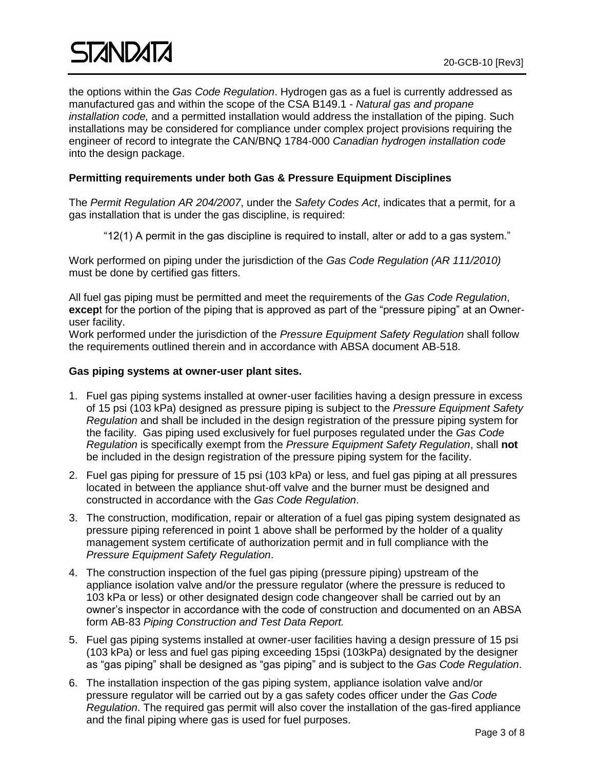the options within the *Gas Code Regulation*. Hydrogen gas as a fuel is currently addressed as manufactured gas and within the scope of the CSA B149.1 - *Natural gas and propane installation code,* and a permitted installation would address the installation of the piping. Such installations may be considered for compliance under complex project provisions requiring the engineer of record to integrate the CAN/BNQ 1784-000 *Canadian hydrogen installation code* into the design package.

**Permitting requirements under both Gas & Pressure Equipment Disciplines**

The *Permit Regulation AR 204/2007*, under the *Safety Codes Act*, indicates that a permit, for a gas installation that is under the gas discipline, is required:

> "12(1) A permit in the gas discipline is required to install, alter or add to a gas system."

Work performed on piping under the jurisdiction of the *Gas Code Regulation (AR 111/2010)* must be done by certified gas fitters.

All fuel gas piping must be permitted and meet the requirements of the *Gas Code Regulation*, **excep**t for the portion of the piping that is approved as part of the "pressure piping" at an Owner-user facility.

Work performed under the jurisdiction of the *Pressure Equipment Safety Regulation* shall follow the requirements outlined therein and in accordance with ABSA document AB-518.

**Gas piping systems at owner-user plant sites.**

1. Fuel gas piping systems installed at owner-user facilities having a design pressure in excess of 15 psi (103 kPa) designed as pressure piping is subject to the *Pressure Equipment Safety Regulation* and shall be included in the design registration of the pressure piping system for the facility. Gas piping used exclusively for fuel purposes regulated under the *Gas Code Regulation* is specifically exempt from the *Pressure Equipment Safety Regulation*, shall **not** be included in the design registration of the pressure piping system for the facility.
2. Fuel gas piping for pressure of 15 psi (103 kPa) or less, and fuel gas piping at all pressures located in between the appliance shut-off valve and the burner must be designed and constructed in accordance with the *Gas Code Regulation*.
3. The construction, modification, repair or alteration of a fuel gas piping system designated as pressure piping referenced in point 1 above shall be performed by the holder of a quality management system certificate of authorization permit and in full compliance with the *Pressure Equipment Safety Regulation*.
4. The construction inspection of the fuel gas piping (pressure piping) upstream of the appliance isolation valve and/or the pressure regulator (where the pressure is reduced to 103 kPa or less) or other designated design code changeover shall be carried out by an owner's inspector in accordance with the code of construction and documented on an ABSA form AB-83 *Piping Construction and Test Data Report.*
5. Fuel gas piping systems installed at owner-user facilities having a design pressure of 15 psi (103 kPa) or less and fuel gas piping exceeding 15psi (103kPa) designated by the designer as "gas piping" shall be designed as "gas piping" and is subject to the *Gas Code Regulation*.
6. The installation inspection of the gas piping system, appliance isolation valve and/or pressure regulator will be carried out by a gas safety codes officer under the *Gas Code Regulation*. The required gas permit will also cover the installation of the gas-fired appliance and the final piping where gas is used for fuel purposes.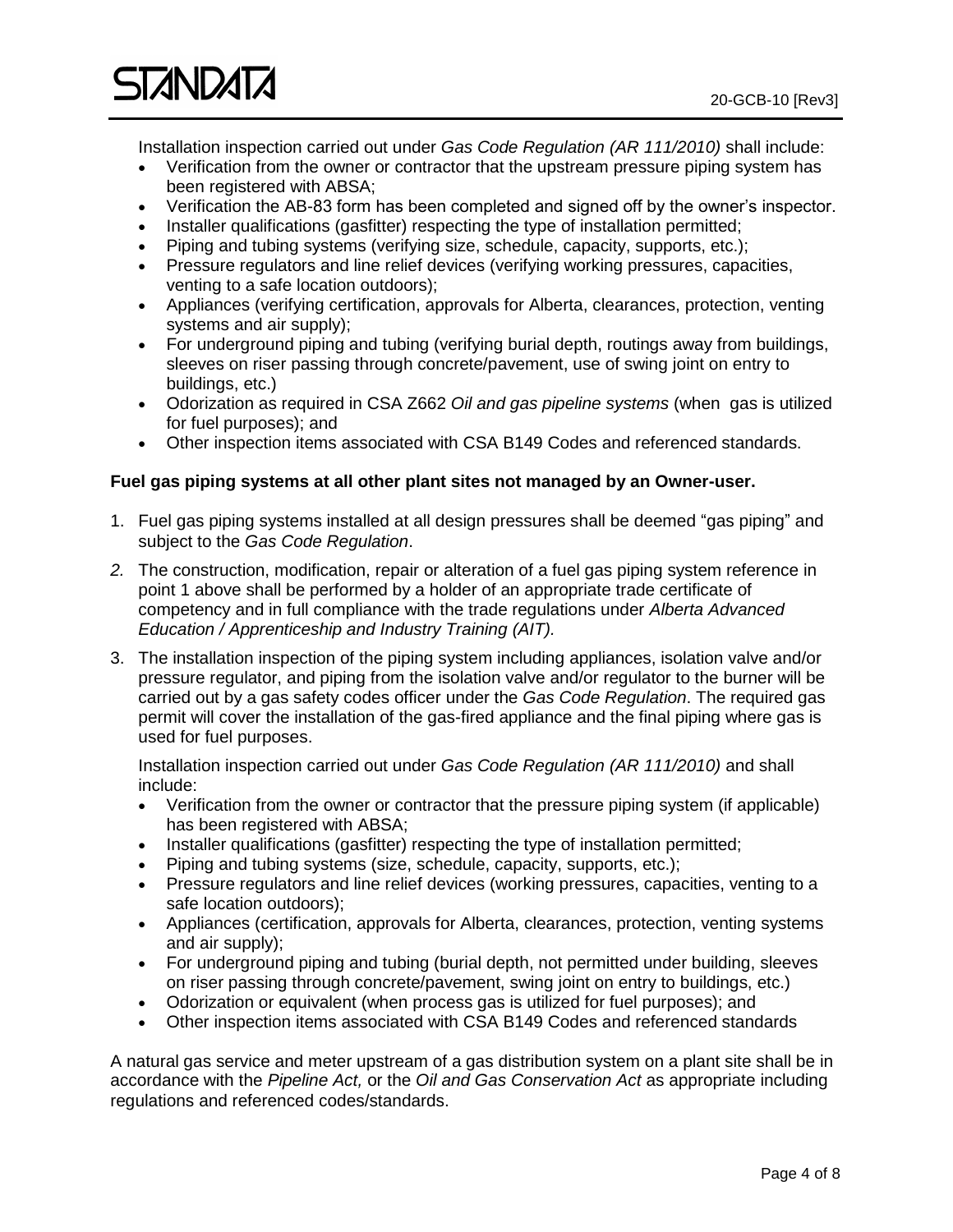Installation inspection carried out under *Gas Code Regulation (AR 111/2010)* shall include:

- Verification from the owner or contractor that the upstream pressure piping system has been registered with ABSA;
- Verification the AB-83 form has been completed and signed off by the owner's inspector.
- Installer qualifications (gasfitter) respecting the type of installation permitted;
- Piping and tubing systems (verifying size, schedule, capacity, supports, etc.);
- Pressure regulators and line relief devices (verifying working pressures, capacities, venting to a safe location outdoors);
- Appliances (verifying certification, approvals for Alberta, clearances, protection, venting systems and air supply);
- For underground piping and tubing (verifying burial depth, routings away from buildings, sleeves on riser passing through concrete/pavement, use of swing joint on entry to buildings, etc.)
- Odorization as required in CSA Z662 *Oil and gas pipeline systems* (when gas is utilized for fuel purposes); and
- Other inspection items associated with CSA B149 Codes and referenced standards.

**Fuel gas piping systems at all other plant sites not managed by an Owner-user.**

1. Fuel gas piping systems installed at all design pressures shall be deemed "gas piping" and subject to the *Gas Code Regulation*.
2. The construction, modification, repair or alteration of a fuel gas piping system reference in point 1 above shall be performed by a holder of an appropriate trade certificate of competency and in full compliance with the trade regulations under *Alberta Advanced Education / Apprenticeship and Industry Training (AIT).*
3. The installation inspection of the piping system including appliances, isolation valve and/or pressure regulator, and piping from the isolation valve and/or regulator to the burner will be carried out by a gas safety codes officer under the *Gas Code Regulation*. The required gas permit will cover the installation of the gas-fired appliance and the final piping where gas is used for fuel purposes.

   Installation inspection carried out under *Gas Code Regulation (AR 111/2010)* and shall include:

   - Verification from the owner or contractor that the pressure piping system (if applicable) has been registered with ABSA;
   - Installer qualifications (gasfitter) respecting the type of installation permitted;
   - Piping and tubing systems (size, schedule, capacity, supports, etc.);
   - Pressure regulators and line relief devices (working pressures, capacities, venting to a safe location outdoors);
   - Appliances (certification, approvals for Alberta, clearances, protection, venting systems and air supply);
   - For underground piping and tubing (burial depth, not permitted under building, sleeves on riser passing through concrete/pavement, swing joint on entry to buildings, etc.)
   - Odorization or equivalent (when process gas is utilized for fuel purposes); and
   - Other inspection items associated with CSA B149 Codes and referenced standards

A natural gas service and meter upstream of a gas distribution system on a plant site shall be in accordance with the *Pipeline Act,* or the *Oil and Gas Conservation Act* as appropriate including regulations and referenced codes/standards.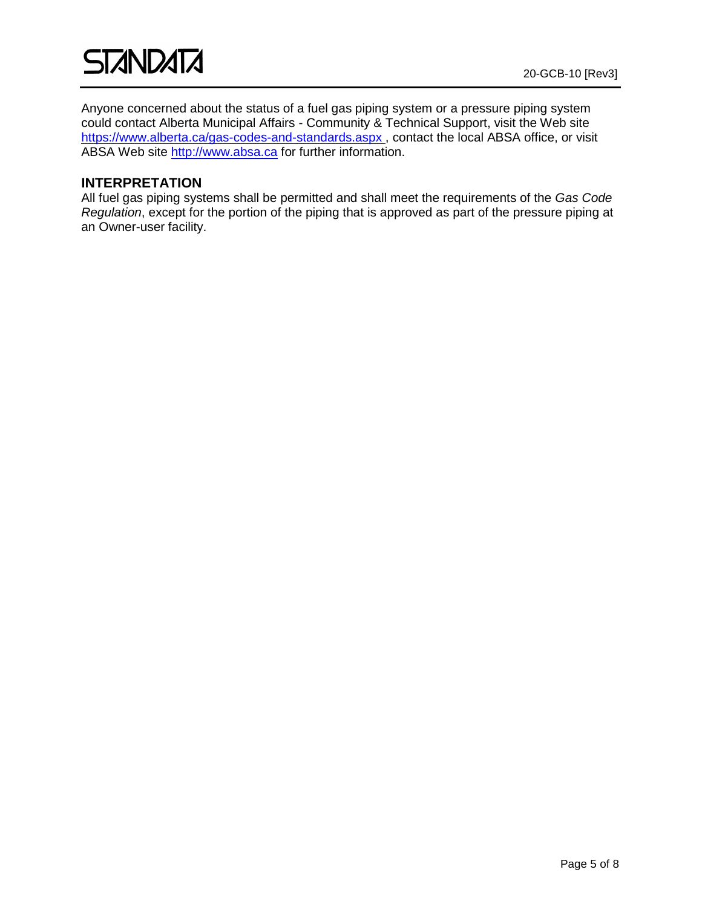Anyone concerned about the status of a fuel gas piping system or a pressure piping system could contact Alberta Municipal Affairs - Community & Technical Support, visit the Web site https://www.alberta.ca/gas-codes-and-standards.aspx , contact the local ABSA office, or visit ABSA Web site http://www.absa.ca for further information.

## INTERPRETATION

All fuel gas piping systems shall be permitted and shall meet the requirements of the *Gas Code Regulation*, except for the portion of the piping that is approved as part of the pressure piping at an Owner-user facility.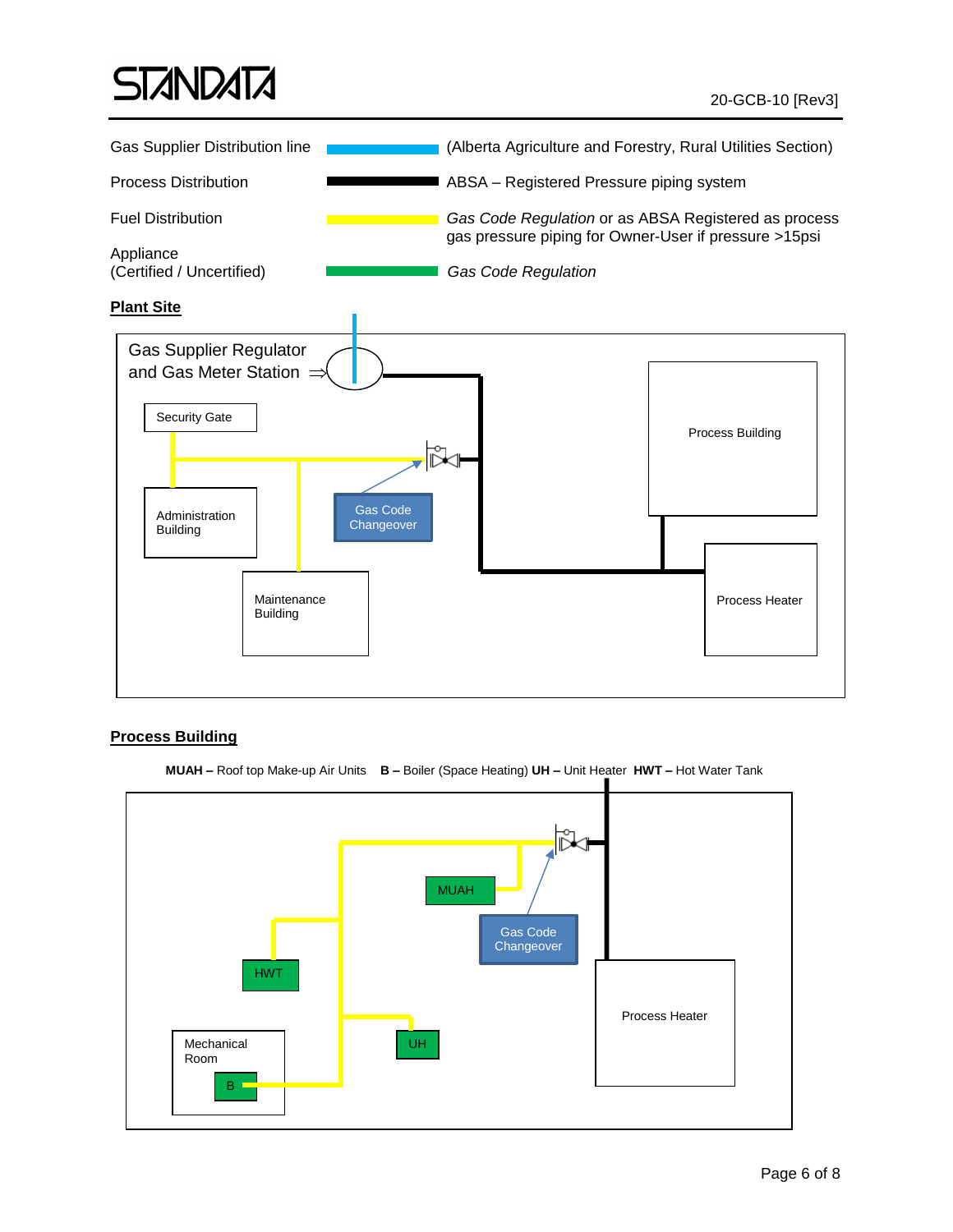| | | |
|---|---|---|
| Gas Supplier Distribution line | (blue line) | (Alberta Agriculture and Forestry, Rural Utilities Section) |
| Process Distribution | (black line) | ABSA – Registered Pressure piping system |
| Fuel Distribution | (yellow line) | *Gas Code Regulation* or as ABSA Registered as process gas pressure piping for Owner-User if pressure >15psi |
| Appliance (Certified / Uncertified) | (green line) | *Gas Code Regulation* |

**Plant Site**

Gas Supplier Regulator and Gas Meter Station ⇒

Security Gate

Administration Building

Maintenance Building

Gas Code Changeover

Process Building

Process Heater

**Process Building**

**MUAH –** Roof top Make-up Air Units **B –** Boiler (Space Heating) **UH –** Unit Heater **HWT –** Hot Water Tank

MUAH

Gas Code Changeover

HWT

Mechanical Room

B

UH

Process Heater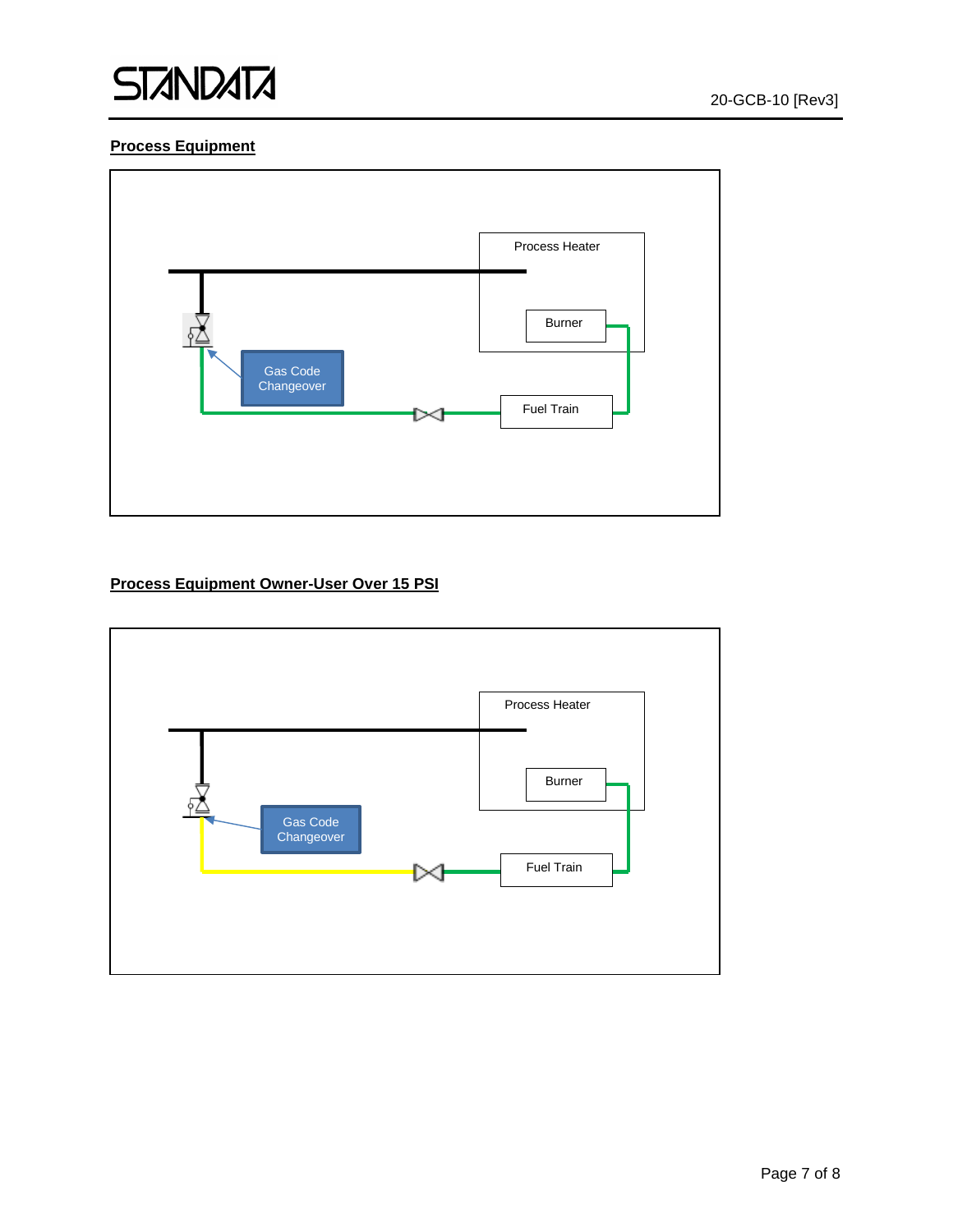## Process Equipment

Process Heater

Burner

Gas Code Changeover

Fuel Train

## Process Equipment Owner-User Over 15 PSI

Process Heater

Burner

Gas Code Changeover

Fuel Train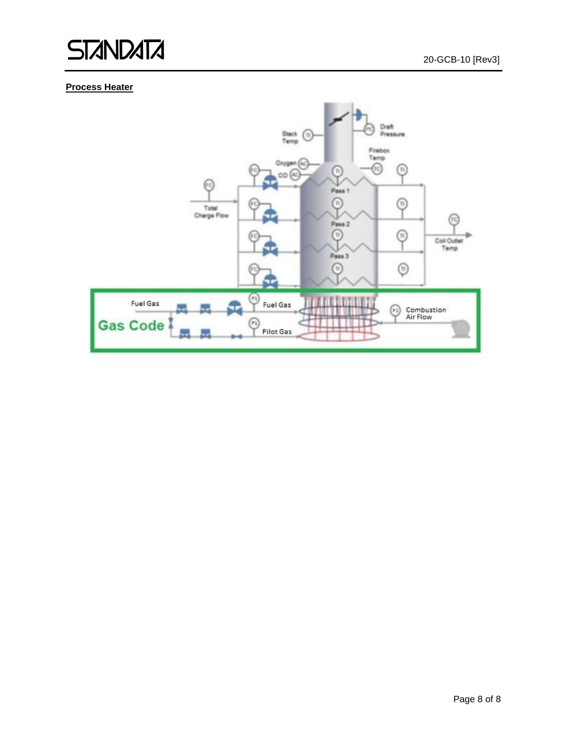**Process Heater**

Draft Pressure
Stack Temp
Firebox Temp
Oxygen
CO
Pass 1
Total Charge Flow
Pass 2
Coil Outlet Temp
Pass 3
Fuel Gas
Fuel Gas
Combustion Air Flow
Gas Code
Pilot Gas